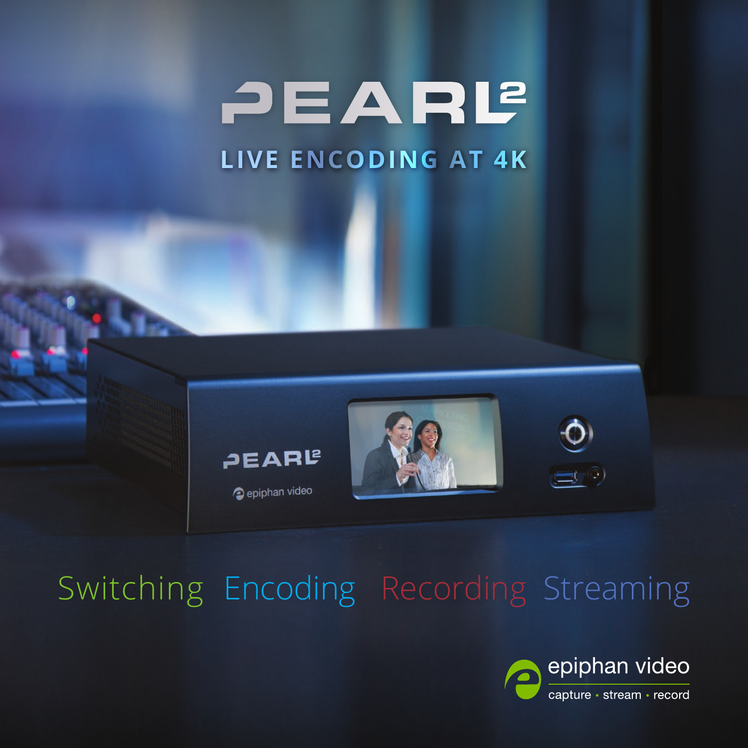# PEARL²

## LIVE ENCODING AT 4K

Switching Encoding Recording Streaming

epiphan video

capture • stream • record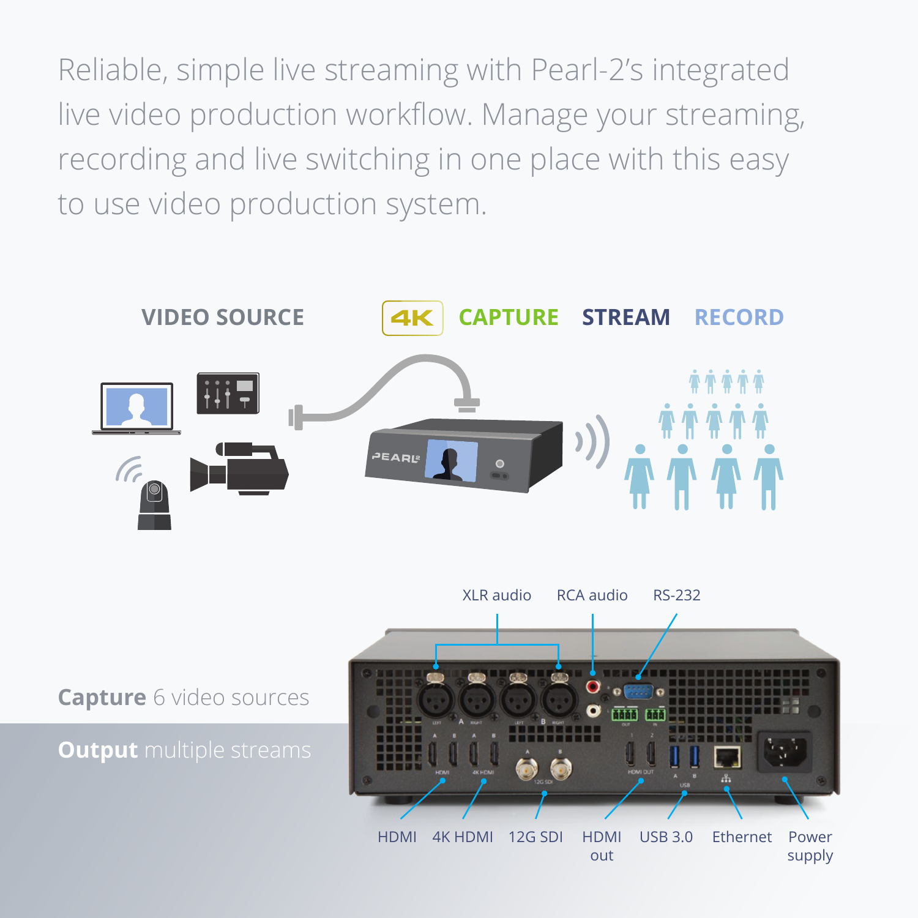Reliable, simple live streaming with Pearl-2's integrated live video production workflow. Manage your streaming, recording and live switching in one place with this easy to use video production system.

VIDEO SOURCE

4K CAPTURE STREAM RECORD

XLR audio RCA audio RS-232

**Capture** 6 video sources

**Output** multiple streams

HDMI 4K HDMI 12G SDI HDMI out USB 3.0 Ethernet Power supply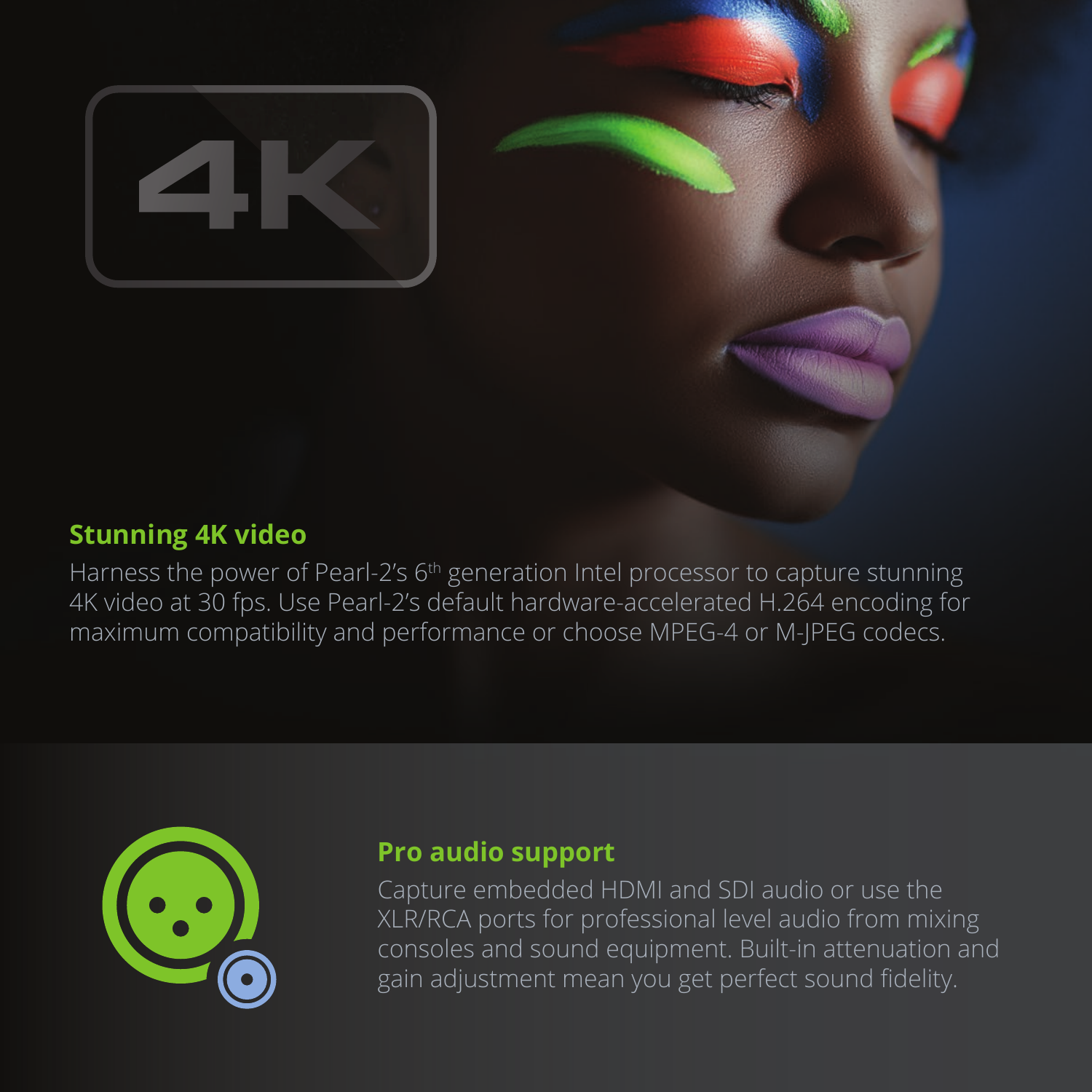## Stunning 4K video

Harness the power of Pearl-2's 6th generation Intel processor to capture stunning 4K video at 30 fps. Use Pearl-2's default hardware-accelerated H.264 encoding for maximum compatibility and performance or choose MPEG-4 or M-JPEG codecs.

## Pro audio support

Capture embedded HDMI and SDI audio or use the XLR/RCA ports for professional level audio from mixing consoles and sound equipment. Built-in attenuation and gain adjustment mean you get perfect sound fidelity.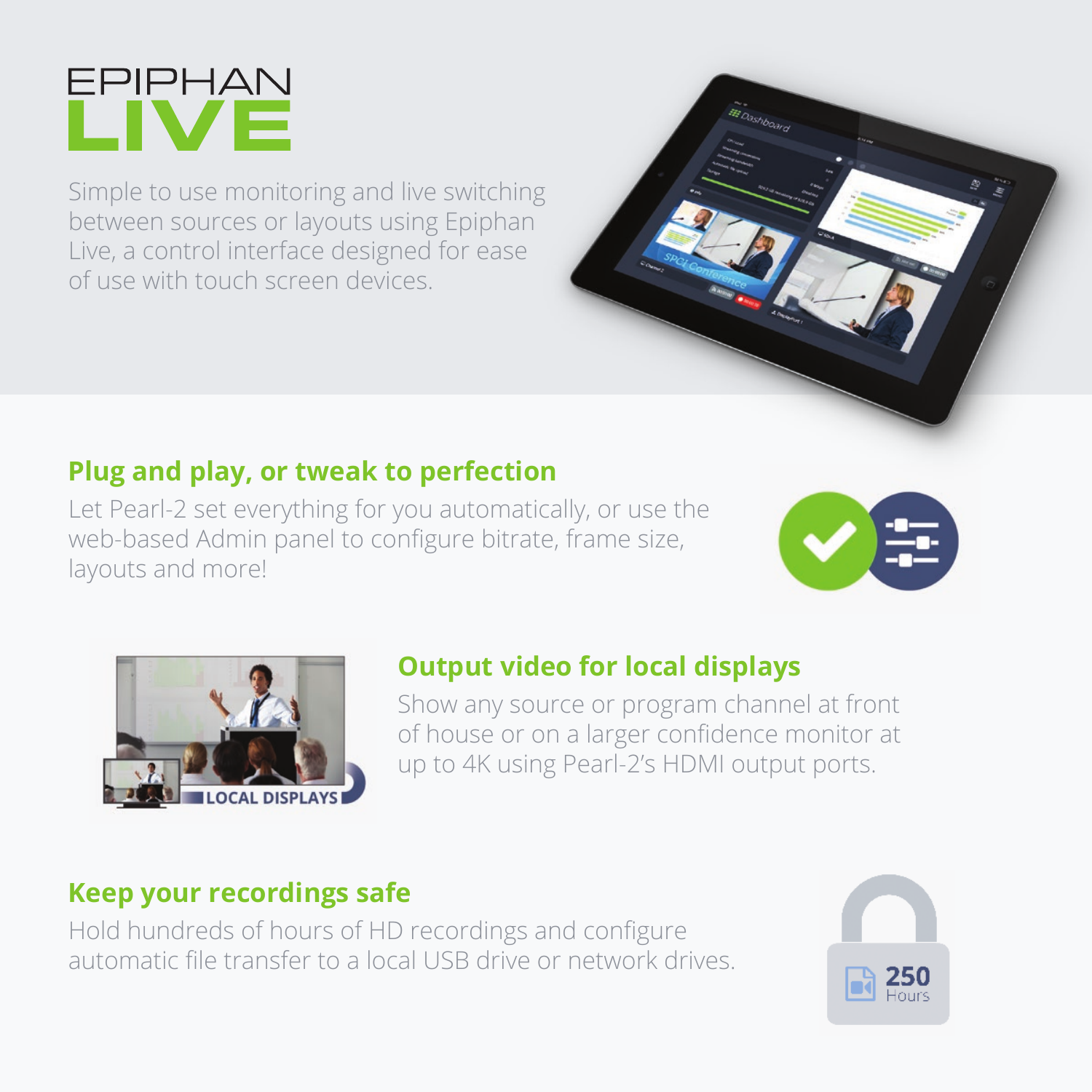# EPIPHAN LIVE

Simple to use monitoring and live switching between sources or layouts using Epiphan Live, a control interface designed for ease of use with touch screen devices.

## Plug and play, or tweak to perfection

Let Pearl-2 set everything for you automatically, or use the web-based Admin panel to configure bitrate, frame size, layouts and more!

## Output video for local displays

Show any source or program channel at front of house or on a larger confidence monitor at up to 4K using Pearl-2's HDMI output ports.

## Keep your recordings safe

Hold hundreds of hours of HD recordings and configure automatic file transfer to a local USB drive or network drives.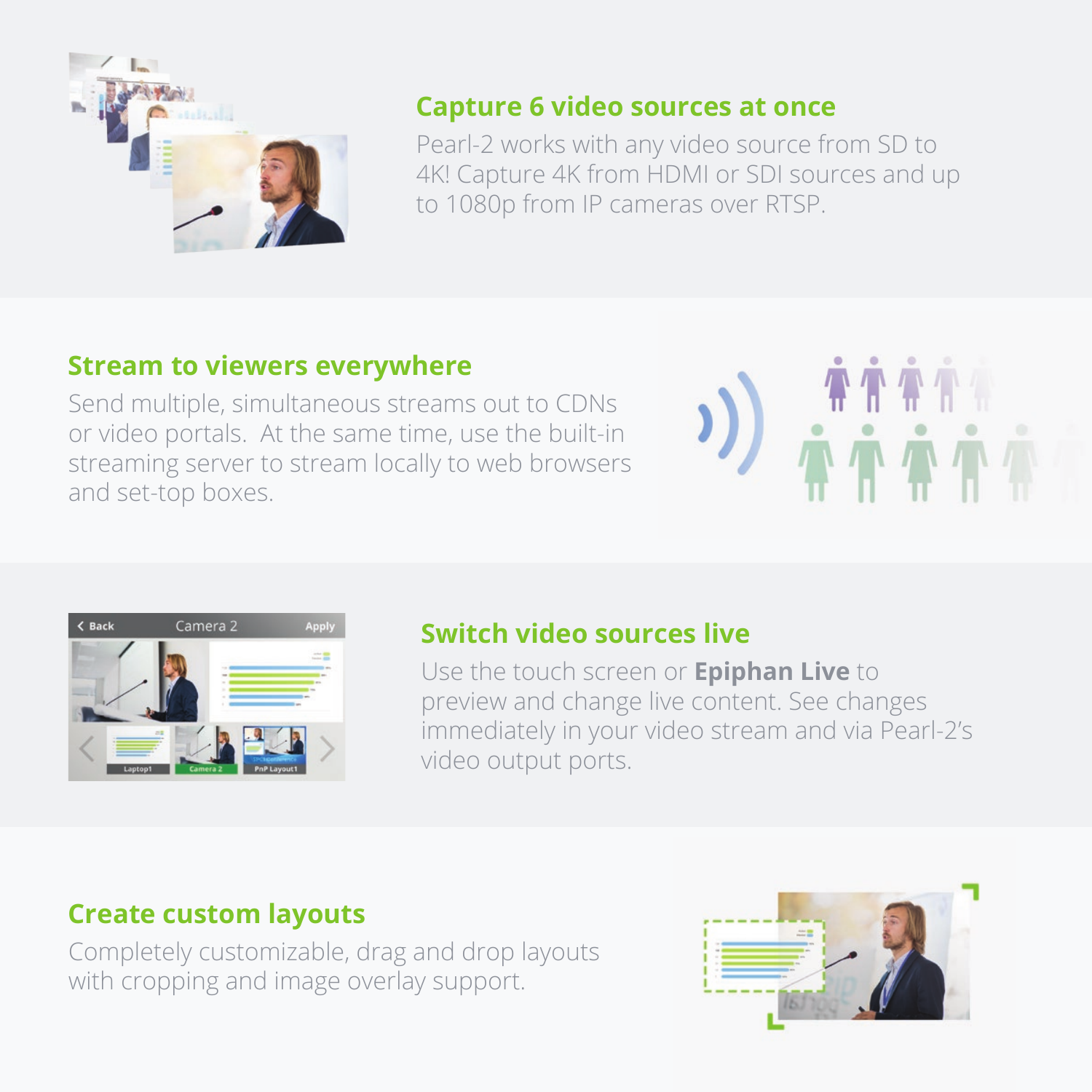## Capture 6 video sources at once

Pearl-2 works with any video source from SD to 4K! Capture 4K from HDMI or SDI sources and up to 1080p from IP cameras over RTSP.

## Stream to viewers everywhere

Send multiple, simultaneous streams out to CDNs or video portals. At the same time, use the built-in streaming server to stream locally to web browsers and set-top boxes.

## Switch video sources live

Use the touch screen or **Epiphan Live** to preview and change live content. See changes immediately in your video stream and via Pearl-2's video output ports.

## Create custom layouts

Completely customizable, drag and drop layouts with cropping and image overlay support.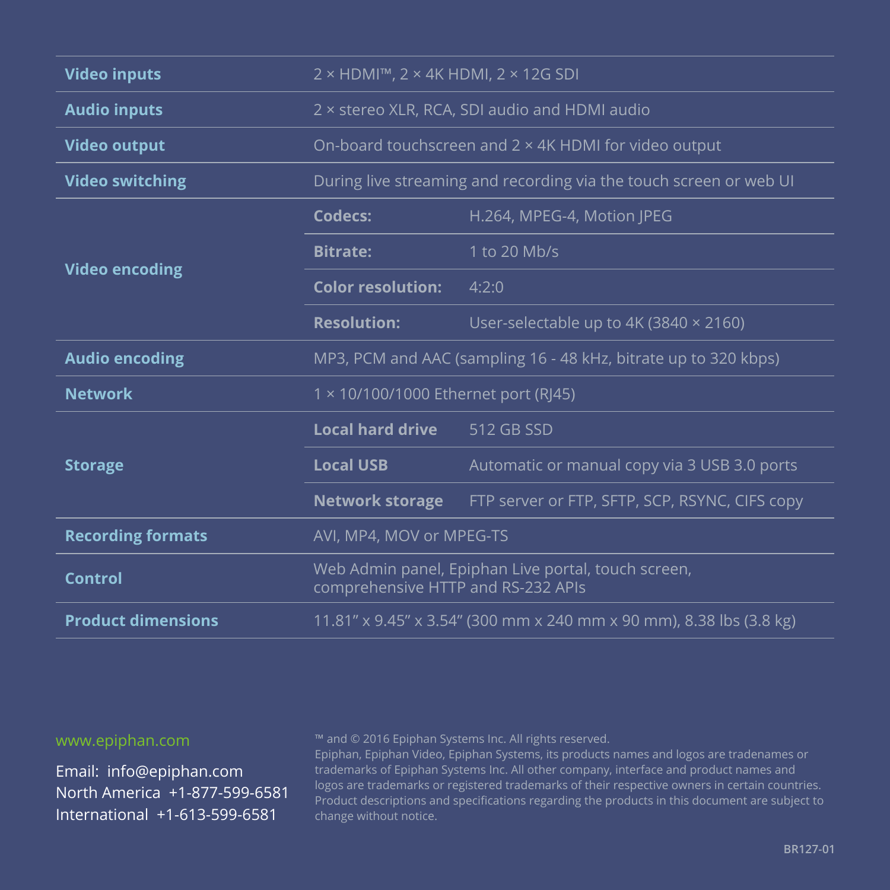| | | |
|---|---|---|
| **Video inputs** | 2 × HDMI™, 2 × 4K HDMI, 2 × 12G SDI | |
| **Audio inputs** | 2 × stereo XLR, RCA, SDI audio and HDMI audio | |
| **Video output** | On-board touchscreen and 2 × 4K HDMI for video output | |
| **Video switching** | During live streaming and recording via the touch screen or web UI | |
| **Video encoding** | **Codecs:** | H.264, MPEG-4, Motion JPEG |
| | **Bitrate:** | 1 to 20 Mb/s |
| | **Color resolution:** | 4:2:0 |
| | **Resolution:** | User-selectable up to 4K (3840 × 2160) |
| **Audio encoding** | MP3, PCM and AAC (sampling 16 - 48 kHz, bitrate up to 320 kbps) | |
| **Network** | 1 × 10/100/1000 Ethernet port (RJ45) | |
| **Storage** | **Local hard drive** | 512 GB SSD |
| | **Local USB** | Automatic or manual copy via 3 USB 3.0 ports |
| | **Network storage** | FTP server or FTP, SFTP, SCP, RSYNC, CIFS copy |
| **Recording formats** | AVI, MP4, MOV or MPEG-TS | |
| **Control** | Web Admin panel, Epiphan Live portal, touch screen, comprehensive HTTP and RS-232 APIs | |
| **Product dimensions** | 11.81" x 9.45" x 3.54" (300 mm x 240 mm x 90 mm), 8.38 lbs (3.8 kg) | |

www.epiphan.com

Email: info@epiphan.com
North America +1-877-599-6581
International +1-613-599-6581

™ and © 2016 Epiphan Systems Inc. All rights reserved.
Epiphan, Epiphan Video, Epiphan Systems, its products names and logos are tradenames or trademarks of Epiphan Systems Inc. All other company, interface and product names and logos are trademarks or registered trademarks of their respective owners in certain countries. Product descriptions and specifications regarding the products in this document are subject to change without notice.

BR127-01